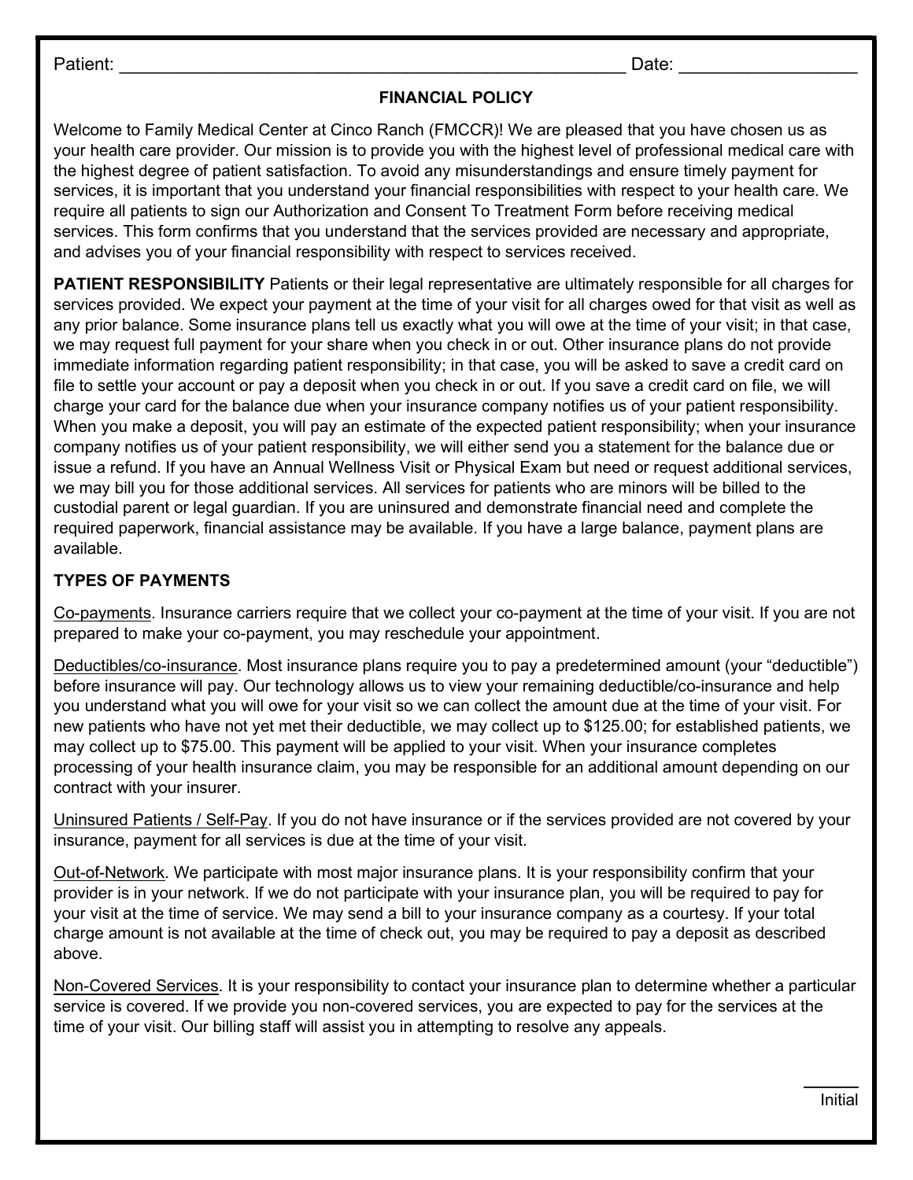Patient: ___________________________________________________ Date: __________________

## FINANCIAL POLICY

Welcome to Family Medical Center at Cinco Ranch (FMCCR)! We are pleased that you have chosen us as your health care provider. Our mission is to provide you with the highest level of professional medical care with the highest degree of patient satisfaction. To avoid any misunderstandings and ensure timely payment for services, it is important that you understand your financial responsibilities with respect to your health care. We require all patients to sign our Authorization and Consent To Treatment Form before receiving medical services. This form confirms that you understand that the services provided are necessary and appropriate, and advises you of your financial responsibility with respect to services received.

**PATIENT RESPONSIBILITY** Patients or their legal representative are ultimately responsible for all charges for services provided. We expect your payment at the time of your visit for all charges owed for that visit as well as any prior balance. Some insurance plans tell us exactly what you will owe at the time of your visit; in that case, we may request full payment for your share when you check in or out. Other insurance plans do not provide immediate information regarding patient responsibility; in that case, you will be asked to save a credit card on file to settle your account or pay a deposit when you check in or out. If you save a credit card on file, we will charge your card for the balance due when your insurance company notifies us of your patient responsibility. When you make a deposit, you will pay an estimate of the expected patient responsibility; when your insurance company notifies us of your patient responsibility, we will either send you a statement for the balance due or issue a refund. If you have an Annual Wellness Visit or Physical Exam but need or request additional services, we may bill you for those additional services. All services for patients who are minors will be billed to the custodial parent or legal guardian. If you are uninsured and demonstrate financial need and complete the required paperwork, financial assistance may be available. If you have a large balance, payment plans are available.

**TYPES OF PAYMENTS**

Co-payments. Insurance carriers require that we collect your co-payment at the time of your visit. If you are not prepared to make your co-payment, you may reschedule your appointment.

Deductibles/co-insurance. Most insurance plans require you to pay a predetermined amount (your "deductible") before insurance will pay. Our technology allows us to view your remaining deductible/co-insurance and help you understand what you will owe for your visit so we can collect the amount due at the time of your visit. For new patients who have not yet met their deductible, we may collect up to $125.00; for established patients, we may collect up to $75.00. This payment will be applied to your visit. When your insurance completes processing of your health insurance claim, you may be responsible for an additional amount depending on our contract with your insurer.

Uninsured Patients / Self-Pay. If you do not have insurance or if the services provided are not covered by your insurance, payment for all services is due at the time of your visit.

Out-of-Network. We participate with most major insurance plans. It is your responsibility confirm that your provider is in your network. If we do not participate with your insurance plan, you will be required to pay for your visit at the time of service. We may send a bill to your insurance company as a courtesy. If your total charge amount is not available at the time of check out, you may be required to pay a deposit as described above.

Non-Covered Services. It is your responsibility to contact your insurance plan to determine whether a particular service is covered. If we provide you non-covered services, you are expected to pay for the services at the time of your visit. Our billing staff will assist you in attempting to resolve any appeals.

______
Initial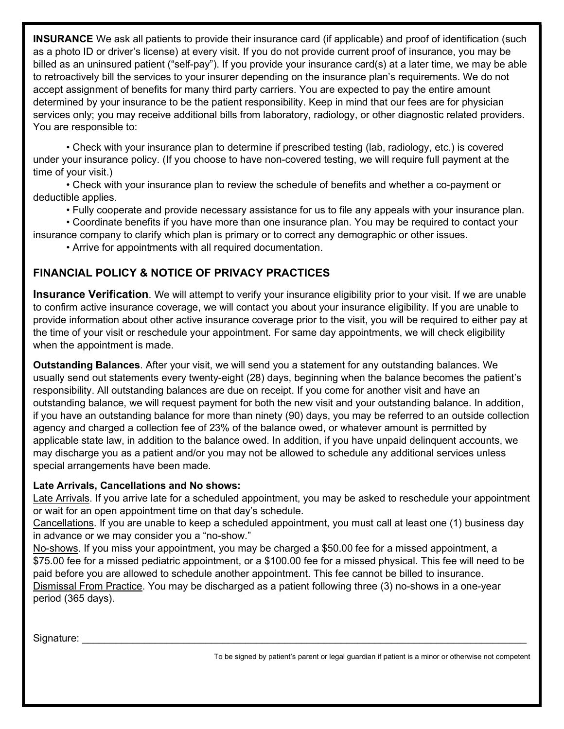**INSURANCE** We ask all patients to provide their insurance card (if applicable) and proof of identification (such as a photo ID or driver's license) at every visit. If you do not provide current proof of insurance, you may be billed as an uninsured patient ("self-pay"). If you provide your insurance card(s) at a later time, we may be able to retroactively bill the services to your insurer depending on the insurance plan's requirements. We do not accept assignment of benefits for many third party carriers. You are expected to pay the entire amount determined by your insurance to be the patient responsibility. Keep in mind that our fees are for physician services only; you may receive additional bills from laboratory, radiology, or other diagnostic related providers. You are responsible to:

- Check with your insurance plan to determine if prescribed testing (lab, radiology, etc.) is covered under your insurance policy. (If you choose to have non-covered testing, we will require full payment at the time of your visit.)
- Check with your insurance plan to review the schedule of benefits and whether a co-payment or deductible applies.
- Fully cooperate and provide necessary assistance for us to file any appeals with your insurance plan.
- Coordinate benefits if you have more than one insurance plan. You may be required to contact your insurance company to clarify which plan is primary or to correct any demographic or other issues.
- Arrive for appointments with all required documentation.

## FINANCIAL POLICY & NOTICE OF PRIVACY PRACTICES

**Insurance Verification**. We will attempt to verify your insurance eligibility prior to your visit. If we are unable to confirm active insurance coverage, we will contact you about your insurance eligibility. If you are unable to provide information about other active insurance coverage prior to the visit, you will be required to either pay at the time of your visit or reschedule your appointment. For same day appointments, we will check eligibility when the appointment is made.

**Outstanding Balances**. After your visit, we will send you a statement for any outstanding balances. We usually send out statements every twenty-eight (28) days, beginning when the balance becomes the patient's responsibility. All outstanding balances are due on receipt. If you come for another visit and have an outstanding balance, we will request payment for both the new visit and your outstanding balance. In addition, if you have an outstanding balance for more than ninety (90) days, you may be referred to an outside collection agency and charged a collection fee of 23% of the balance owed, or whatever amount is permitted by applicable state law, in addition to the balance owed. In addition, if you have unpaid delinquent accounts, we may discharge you as a patient and/or you may not be allowed to schedule any additional services unless special arrangements have been made.

**Late Arrivals, Cancellations and No shows:**

<u>Late Arrivals</u>. If you arrive late for a scheduled appointment, you may be asked to reschedule your appointment or wait for an open appointment time on that day's schedule.

<u>Cancellations</u>. If you are unable to keep a scheduled appointment, you must call at least one (1) business day in advance or we may consider you a "no-show."

<u>No-shows</u>. If you miss your appointment, you may be charged a $50.00 fee for a missed appointment, a $75.00 fee for a missed pediatric appointment, or a $100.00 fee for a missed physical. This fee will need to be paid before you are allowed to schedule another appointment. This fee cannot be billed to insurance.

<u>Dismissal From Practice</u>. You may be discharged as a patient following three (3) no-shows in a one-year period (365 days).

Signature: ______________________________________________________________________________

To be signed by patient's parent or legal guardian if patient is a minor or otherwise not competent